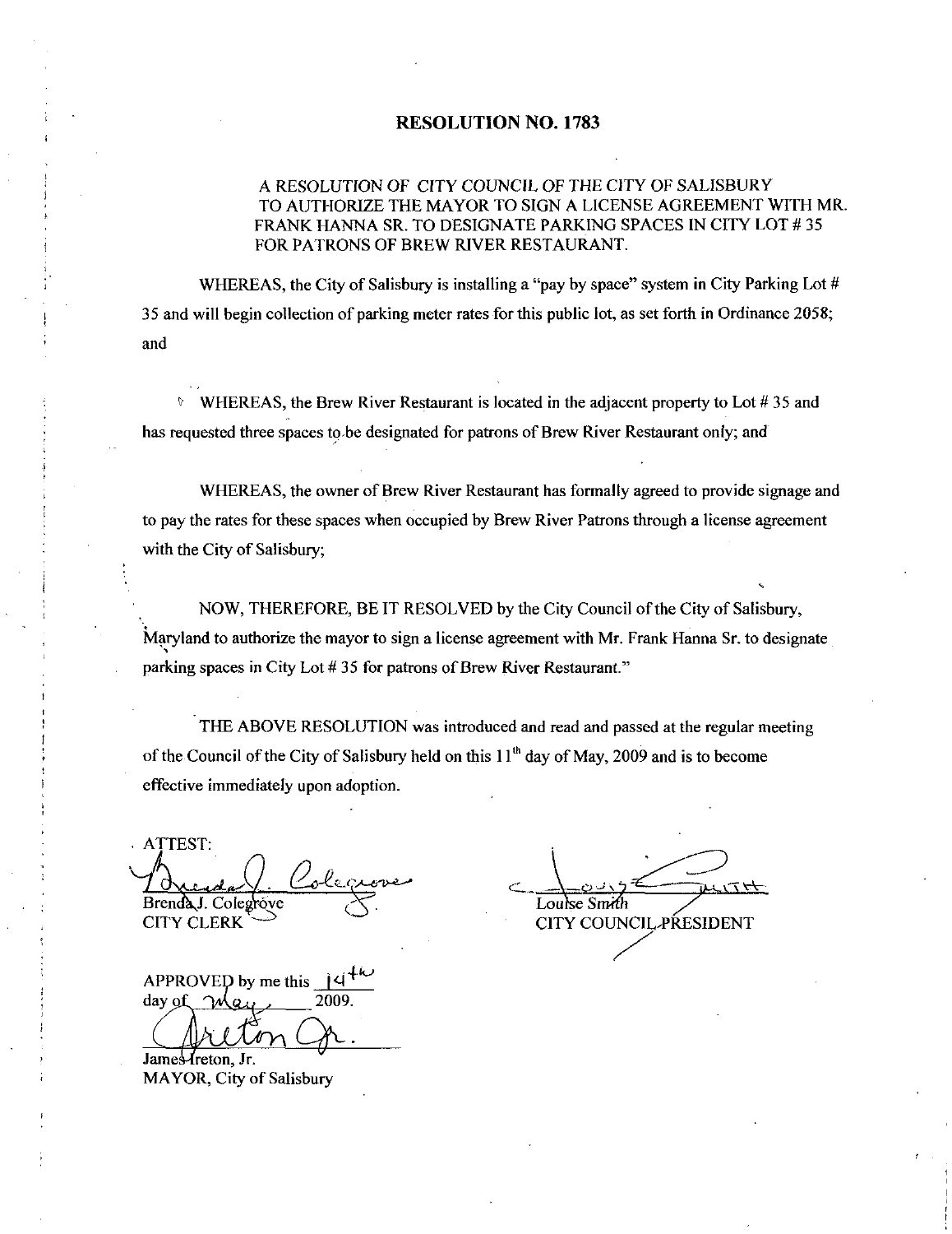# RESOLUTION NO. 1783

A RESOLUTION OF CITY COUNCIL OF THE CITY OF SALISBURY TO AUTHORIZE THE MAYOR TO SIGN A LICENSE AGREEMENT WITH MR. FRANK HANNA SR. TO DESIGNATE PARKING SPACES IN CITY LOT # 35 FOR PATRONS OF BREW RIVER RESTAURANT.

WHEREAS, the City of Salisbury is installing a "pay by space" system in City Parking Lot # 35 and will begin collection of parking meter rates for this public lot, as set forth in Ordinance 2058; and

WHEREAS, the Brew River Restaurant is located in the adjacent property to Lot # 35 and has requested three spaces to be designated for patrons of Brew River Restaurant only; and

WHEREAS, the owner of Brew River Restaurant has formally agreed to provide signage and to pay the rates for these spaces when occupied by Brew River Patrons through a license agreement with the City of Salisbury;

NOW, THEREFORE, BE IT RESOLVED by the City Council of the City of Salisbury, Maryland to authorize the mayor to sign a license agreement with Mr. Frank Hanna Sr. to designate parking spaces in City Lot # 35 for patrons of Brew River Restaurant."

THE ABOVE RESOLUTION was introduced and read and passed at the regular meeting of the Council of the City of Salisbury held on this 11th day of May, 2009 and is to become effective immediately upon adoption.

ATTEST:

Brenda J. Colegrove
CITY CLERK

Louise Smith
CITY COUNCIL PRESIDENT

APPROVED by me this 14th day of May, 2009.

James Ireton, Jr.
MAYOR, City of Salisbury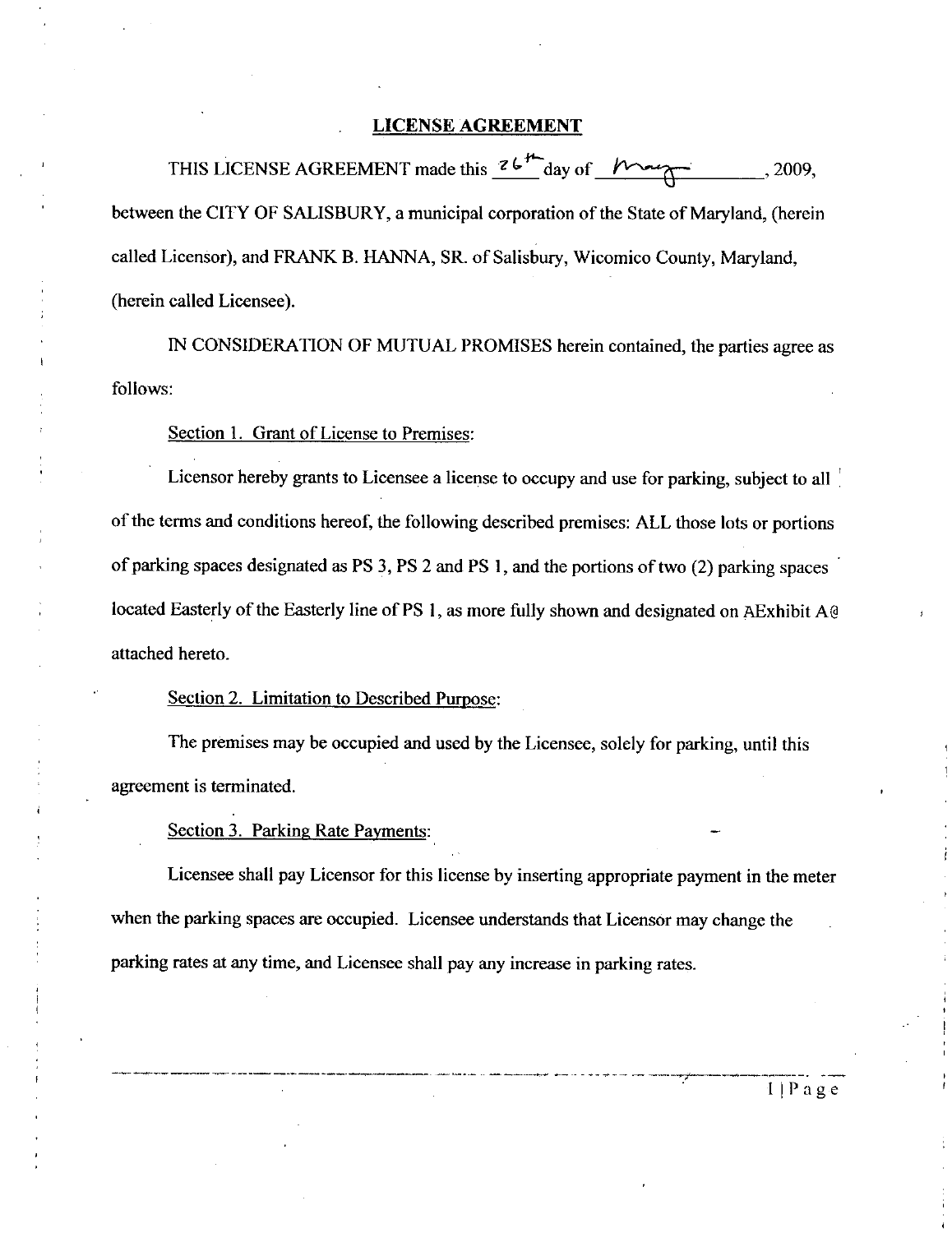## LICENSE AGREEMENT

THIS LICENSE AGREEMENT made this 26th day of May, 2009, between the CITY OF SALISBURY, a municipal corporation of the State of Maryland, (herein called Licensor), and FRANK B. HANNA, SR. of Salisbury, Wicomico County, Maryland, (herein called Licensee).

IN CONSIDERATION OF MUTUAL PROMISES herein contained, the parties agree as follows:

Section 1. Grant of License to Premises:

Licensor hereby grants to Licensee a license to occupy and use for parking, subject to all of the terms and conditions hereof, the following described premises: ALL those lots or portions of parking spaces designated as PS 3, PS 2 and PS 1, and the portions of two (2) parking spaces located Easterly of the Easterly line of PS 1, as more fully shown and designated on AExhibit A@ attached hereto.

Section 2. Limitation to Described Purpose:

The premises may be occupied and used by the Licensee, solely for parking, until this agreement is terminated.

Section 3. Parking Rate Payments:

Licensee shall pay Licensor for this license by inserting appropriate payment in the meter when the parking spaces are occupied. Licensee understands that Licensor may change the parking rates at any time, and Licensee shall pay any increase in parking rates.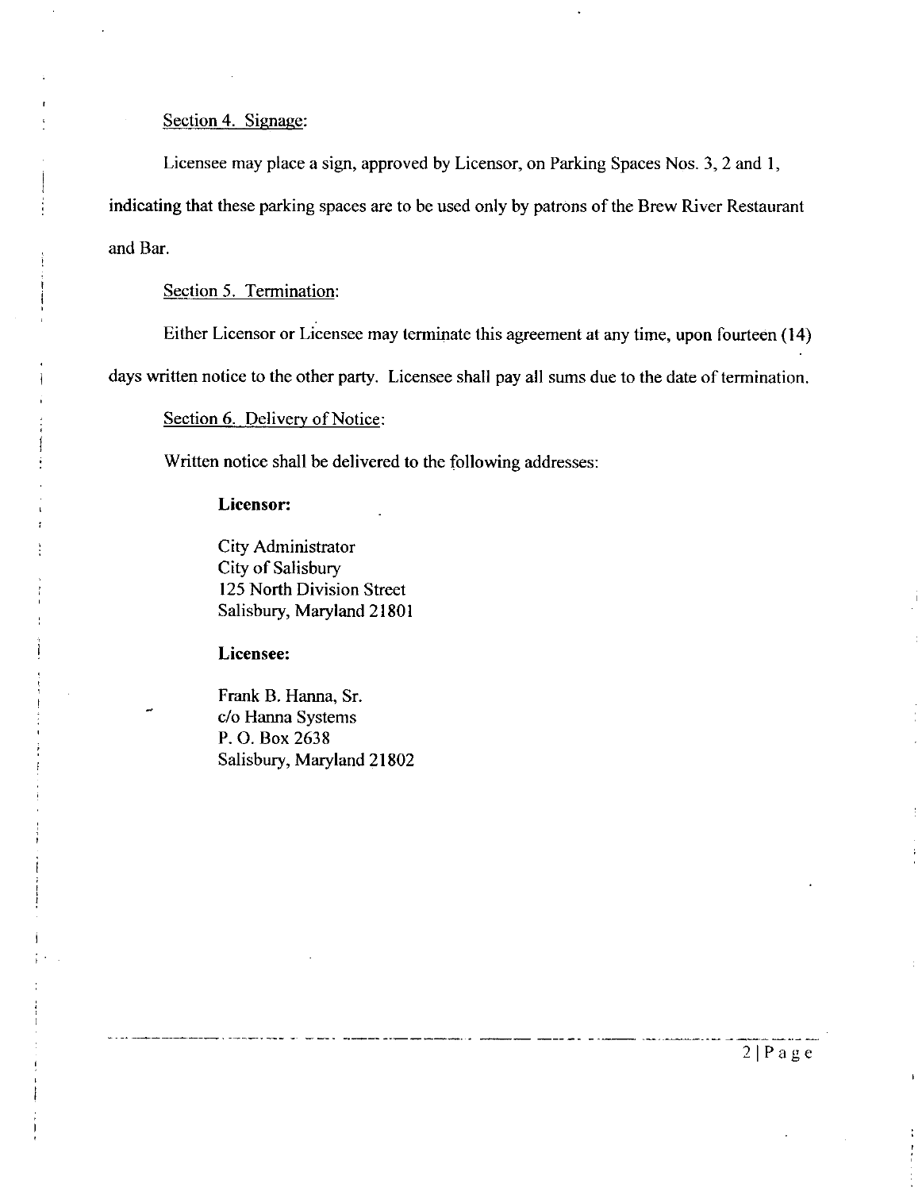<u>Section 4. Signage:</u>

Licensee may place a sign, approved by Licensor, on Parking Spaces Nos. 3, 2 and 1, indicating that these parking spaces are to be used only by patrons of the Brew River Restaurant and Bar.

<u>Section 5. Termination:</u>

Either Licensor or Licensee may terminate this agreement at any time, upon fourteen (14) days written notice to the other party. Licensee shall pay all sums due to the date of termination.

<u>Section 6. Delivery of Notice:</u>

Written notice shall be delivered to the following addresses:

**Licensor:**

City Administrator
City of Salisbury
125 North Division Street
Salisbury, Maryland 21801

**Licensee:**

Frank B. Hanna, Sr.
c/o Hanna Systems
P. O. Box 2638
Salisbury, Maryland 21802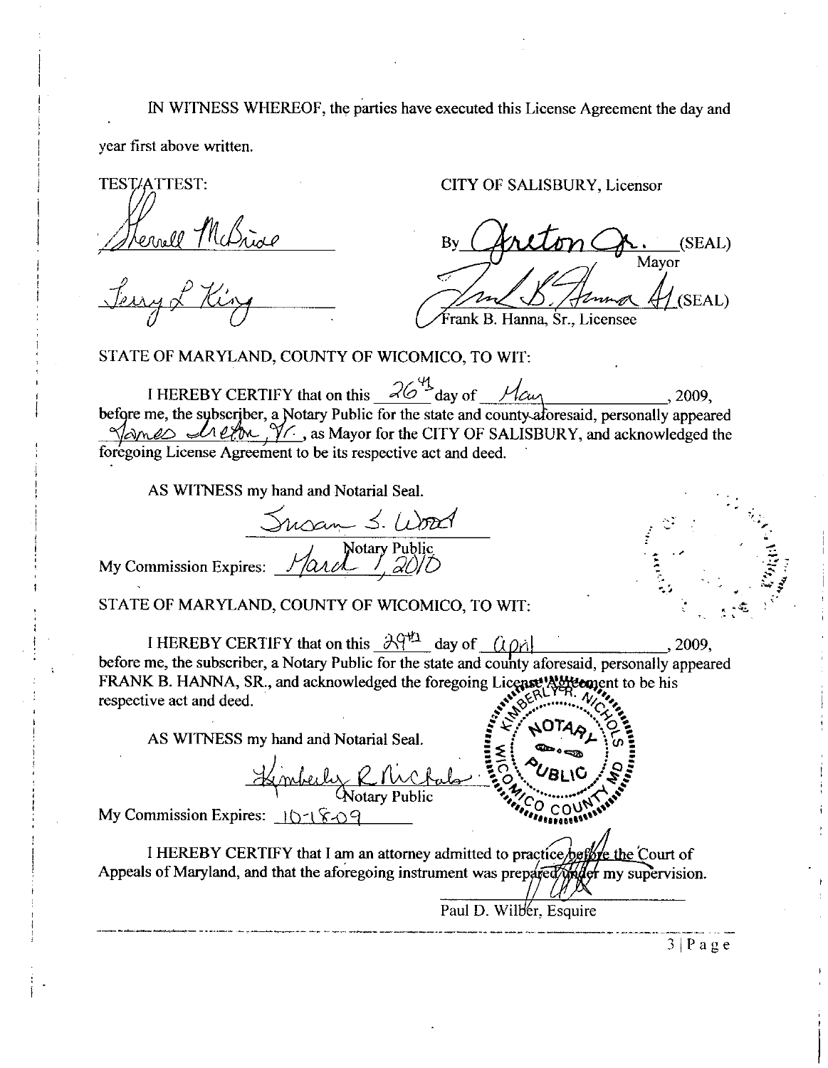IN WITNESS WHEREOF, the parties have executed this License Agreement the day and year first above written.

TEST/ATTEST:

Sherrell McBride

Terry L King

CITY OF SALISBURY, Licensor

By Ireton Jr. (SEAL)
Mayor

Frank B. Hanna Sr. (SEAL)
Frank B. Hanna, Sr., Licensee

STATE OF MARYLAND, COUNTY OF WICOMICO, TO WIT:

I HEREBY CERTIFY that on this 26th day of May, 2009, before me, the subscriber, a Notary Public for the state and county aforesaid, personally appeared James Ireton, Jr., as Mayor for the CITY OF SALISBURY, and acknowledged the foregoing License Agreement to be its respective act and deed.

AS WITNESS my hand and Notarial Seal.

Susan S. Wood
Notary Public

My Commission Expires: March 1, 2010

STATE OF MARYLAND, COUNTY OF WICOMICO, TO WIT:

I HEREBY CERTIFY that on this 29th day of April, 2009, before me, the subscriber, a Notary Public for the state and county aforesaid, personally appeared FRANK B. HANNA, SR., and acknowledged the foregoing License Agreement to be his respective act and deed.

AS WITNESS my hand and Notarial Seal.

Kimberly R Nichols
Notary Public

My Commission Expires: 10-18-09

KIMBERLY R. NICHOLS NOTARY PUBLIC WICOMICO COUNTY MD

I HEREBY CERTIFY that I am an attorney admitted to practice before the Court of Appeals of Maryland, and that the aforegoing instrument was prepared under my supervision.

Paul D. Wilber, Esquire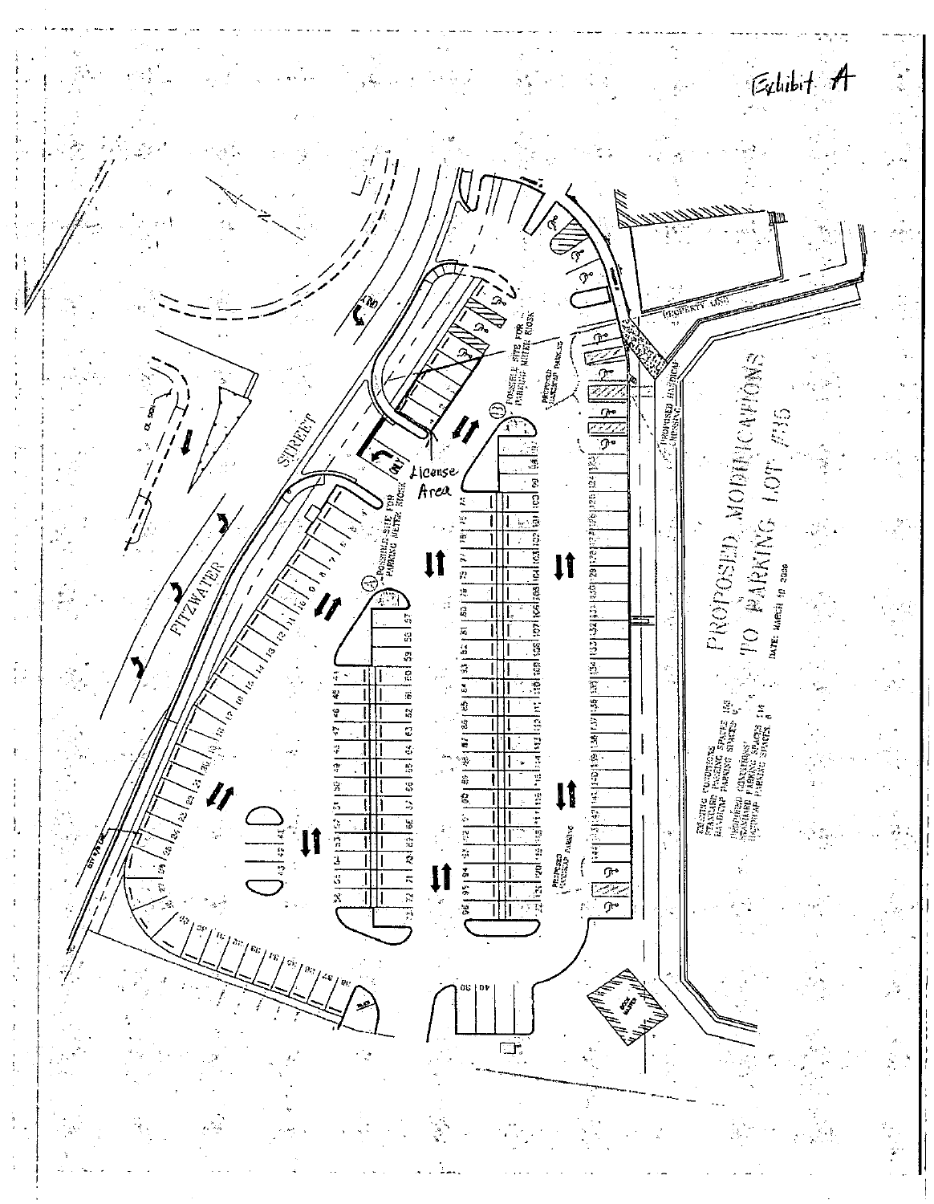Exhibit A

PROPOSED MODIFICATIONS TO PARKING LOT #15

DATE: MARCH 10, 2008

FITZWATER STREET

License Area

POSSIBLE SITE FOR PARKING METER KIOSK

PROPOSED HANDICAP PARKING

PROPOSED HANDICAP CROSSING

PROPERTY LINE

EXISTING CONDITIONS
STANDARD PARKING SPACES 153
HANDICAP PARKING SPACES 0

PROPOSED CONDITIONS
STANDARD PARKING SPACES 144
HANDICAP PARKING SPACES 8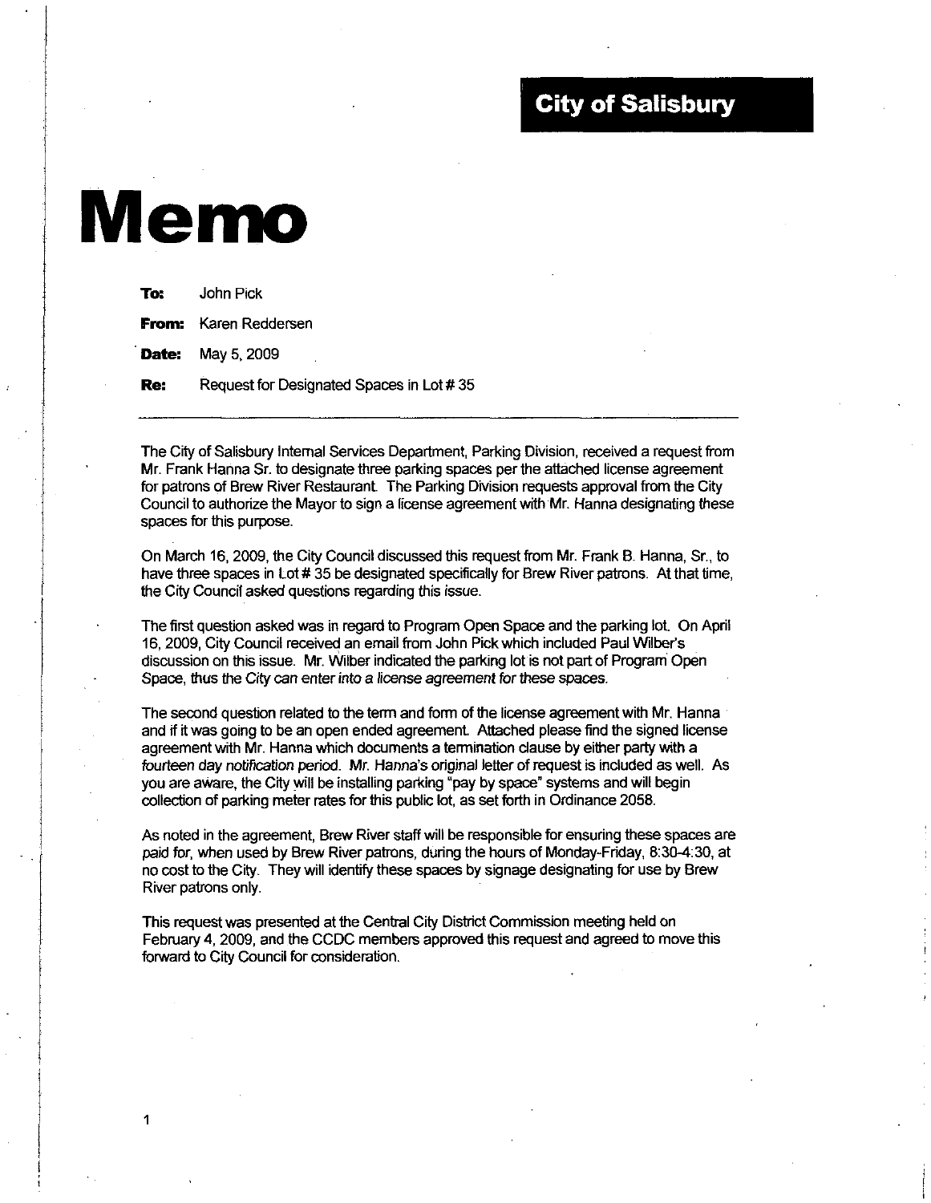**City of Salisbury**

# Memo

**To:** John Pick

**From:** Karen Reddersen

**Date:** May 5, 2009

**Re:** Request for Designated Spaces in Lot # 35

---

The City of Salisbury Internal Services Department, Parking Division, received a request from Mr. Frank Hanna Sr. to designate three parking spaces per the attached license agreement for patrons of Brew River Restaurant. The Parking Division requests approval from the City Council to authorize the Mayor to sign a license agreement with Mr. Hanna designating these spaces for this purpose.

On March 16, 2009, the City Council discussed this request from Mr. Frank B. Hanna, Sr., to have three spaces in Lot # 35 be designated specifically for Brew River patrons. At that time, the City Council asked questions regarding this issue.

The first question asked was in regard to Program Open Space and the parking lot. On April 16, 2009, City Council received an email from John Pick which included Paul Wilber's discussion on this issue. Mr. Wilber indicated the parking lot is not part of Program Open Space, thus the City can enter into a license agreement for these spaces.

The second question related to the term and form of the license agreement with Mr. Hanna and if it was going to be an open ended agreement. Attached please find the signed license agreement with Mr. Hanna which documents a termination clause by either party with a fourteen day notification period. Mr. Hanna's original letter of request is included as well. As you are aware, the City will be installing parking "pay by space" systems and will begin collection of parking meter rates for this public lot, as set forth in Ordinance 2058.

As noted in the agreement, Brew River staff will be responsible for ensuring these spaces are paid for, when used by Brew River patrons, during the hours of Monday-Friday, 8:30-4:30, at no cost to the City. They will identify these spaces by signage designating for use by Brew River patrons only.

This request was presented at the Central City District Commission meeting held on February 4, 2009, and the CCDC members approved this request and agreed to move this forward to City Council for consideration.